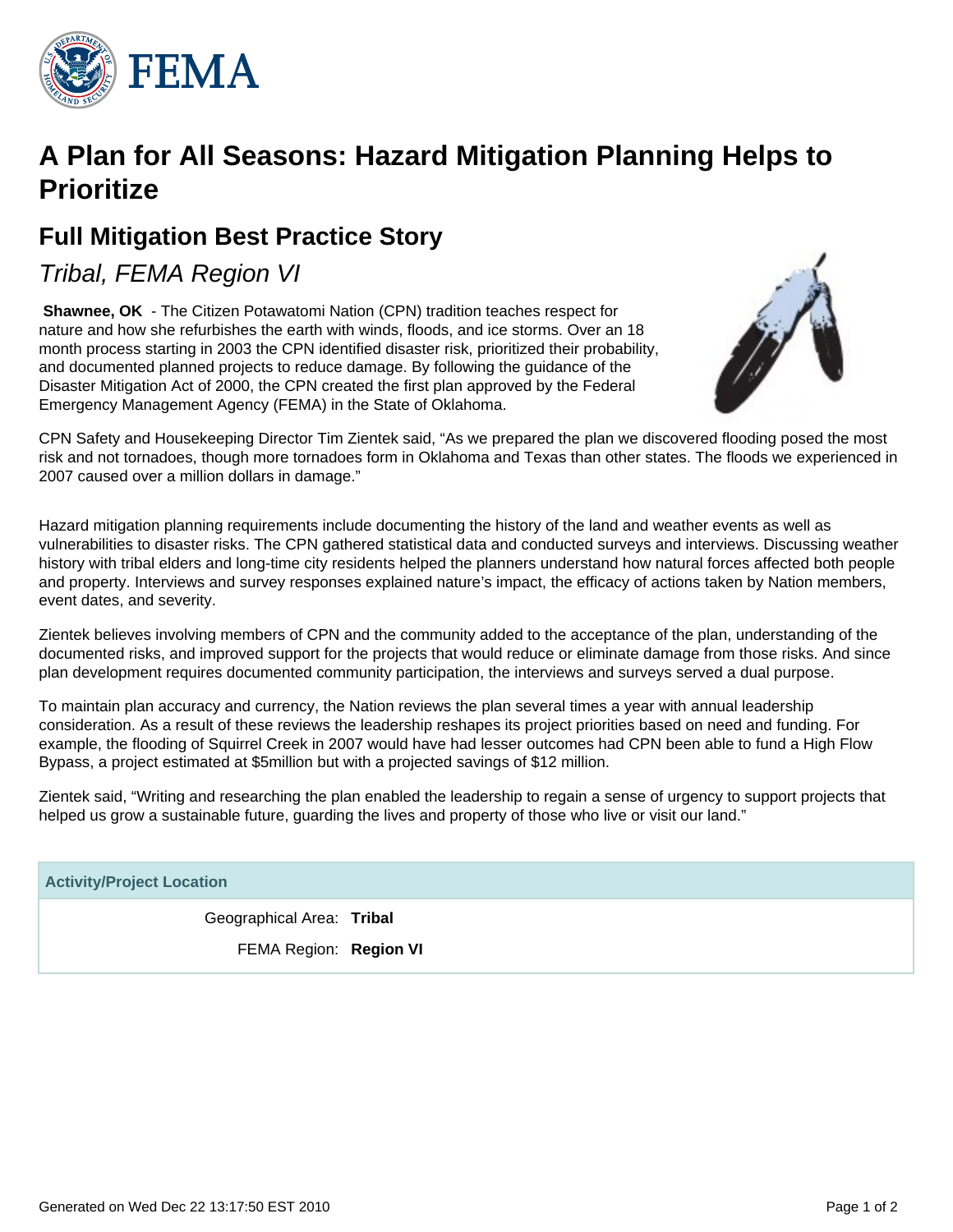# A Plan for All Seasons: Hazard Mitigation Planning Helps to Prioritize

## Full Mitigation Best Practice Story

### *Tribal, FEMA Region VI*

**Shawnee, OK** - The Citizen Potawatomi Nation (CPN) tradition teaches respect for nature and how she refurbishes the earth with winds, floods, and ice storms. Over an 18 month process starting in 2003 the CPN identified disaster risk, prioritized their probability, and documented planned projects to reduce damage. By following the guidance of the Disaster Mitigation Act of 2000, the CPN created the first plan approved by the Federal Emergency Management Agency (FEMA) in the State of Oklahoma.

CPN Safety and Housekeeping Director Tim Zientek said, "As we prepared the plan we discovered flooding posed the most risk and not tornadoes, though more tornadoes form in Oklahoma and Texas than other states. The floods we experienced in 2007 caused over a million dollars in damage."

Hazard mitigation planning requirements include documenting the history of the land and weather events as well as vulnerabilities to disaster risks. The CPN gathered statistical data and conducted surveys and interviews. Discussing weather history with tribal elders and long-time city residents helped the planners understand how natural forces affected both people and property. Interviews and survey responses explained nature's impact, the efficacy of actions taken by Nation members, event dates, and severity.

Zientek believes involving members of CPN and the community added to the acceptance of the plan, understanding of the documented risks, and improved support for the projects that would reduce or eliminate damage from those risks. And since plan development requires documented community participation, the interviews and surveys served a dual purpose.

To maintain plan accuracy and currency, the Nation reviews the plan several times a year with annual leadership consideration. As a result of these reviews the leadership reshapes its project priorities based on need and funding. For example, the flooding of Squirrel Creek in 2007 would have had lesser outcomes had CPN been able to fund a High Flow Bypass, a project estimated at $5million but with a projected savings of $12 million.

Zientek said, "Writing and researching the plan enabled the leadership to regain a sense of urgency to support projects that helped us grow a sustainable future, guarding the lives and property of those who live or visit our land."

| Activity/Project Location | |
|---|---|
| Geographical Area: | **Tribal** |
| FEMA Region: | **Region VI** |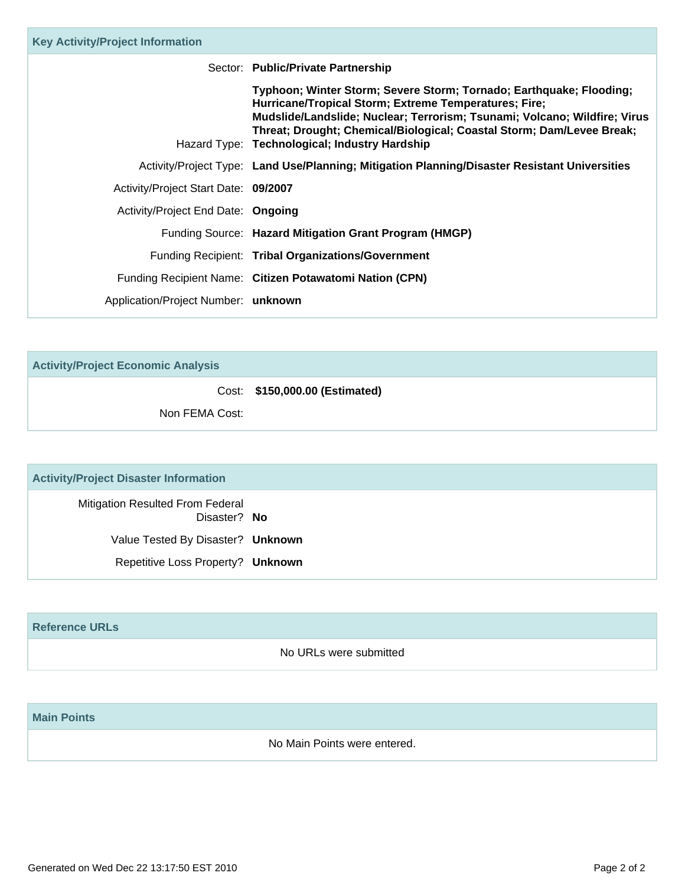## Key Activity/Project Information

| | |
|---|---|
| Sector: | **Public/Private Partnership** |
| Hazard Type: | **Typhoon; Winter Storm; Severe Storm; Tornado; Earthquake; Flooding; Hurricane/Tropical Storm; Extreme Temperatures; Fire; Mudslide/Landslide; Nuclear; Terrorism; Tsunami; Volcano; Wildfire; Virus Threat; Drought; Chemical/Biological; Coastal Storm; Dam/Levee Break; Technological; Industry Hardship** |
| Activity/Project Type: | **Land Use/Planning; Mitigation Planning/Disaster Resistant Universities** |
| Activity/Project Start Date: | **09/2007** |
| Activity/Project End Date: | **Ongoing** |
| Funding Source: | **Hazard Mitigation Grant Program (HMGP)** |
| Funding Recipient: | **Tribal Organizations/Government** |
| Funding Recipient Name: | **Citizen Potawatomi Nation (CPN)** |
| Application/Project Number: | **unknown** |

## Activity/Project Economic Analysis

| | |
|---|---|
| Cost: | **$150,000.00 (Estimated)** |
| Non FEMA Cost: | |

## Activity/Project Disaster Information

| | |
|---|---|
| Mitigation Resulted From Federal Disaster? | **No** |
| Value Tested By Disaster? | **Unknown** |
| Repetitive Loss Property? | **Unknown** |

## Reference URLs

No URLs were submitted

## Main Points

No Main Points were entered.

Generated on Wed Dec 22 13:17:50 EST 2010